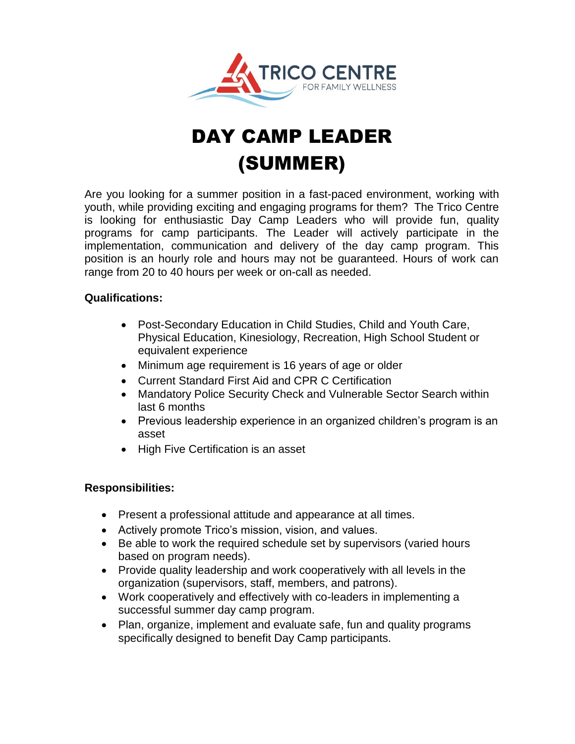# DAY CAMP LEADER (SUMMER)

Are you looking for a summer position in a fast-paced environment, working with youth, while providing exciting and engaging programs for them? The Trico Centre is looking for enthusiastic Day Camp Leaders who will provide fun, quality programs for camp participants. The Leader will actively participate in the implementation, communication and delivery of the day camp program. This position is an hourly role and hours may not be guaranteed. Hours of work can range from 20 to 40 hours per week or on-call as needed.

**Qualifications:**

- Post-Secondary Education in Child Studies, Child and Youth Care, Physical Education, Kinesiology, Recreation, High School Student or equivalent experience
- Minimum age requirement is 16 years of age or older
- Current Standard First Aid and CPR C Certification
- Mandatory Police Security Check and Vulnerable Sector Search within last 6 months
- Previous leadership experience in an organized children's program is an asset
- High Five Certification is an asset

**Responsibilities:**

- Present a professional attitude and appearance at all times.
- Actively promote Trico's mission, vision, and values.
- Be able to work the required schedule set by supervisors (varied hours based on program needs).
- Provide quality leadership and work cooperatively with all levels in the organization (supervisors, staff, members, and patrons).
- Work cooperatively and effectively with co-leaders in implementing a successful summer day camp program.
- Plan, organize, implement and evaluate safe, fun and quality programs specifically designed to benefit Day Camp participants.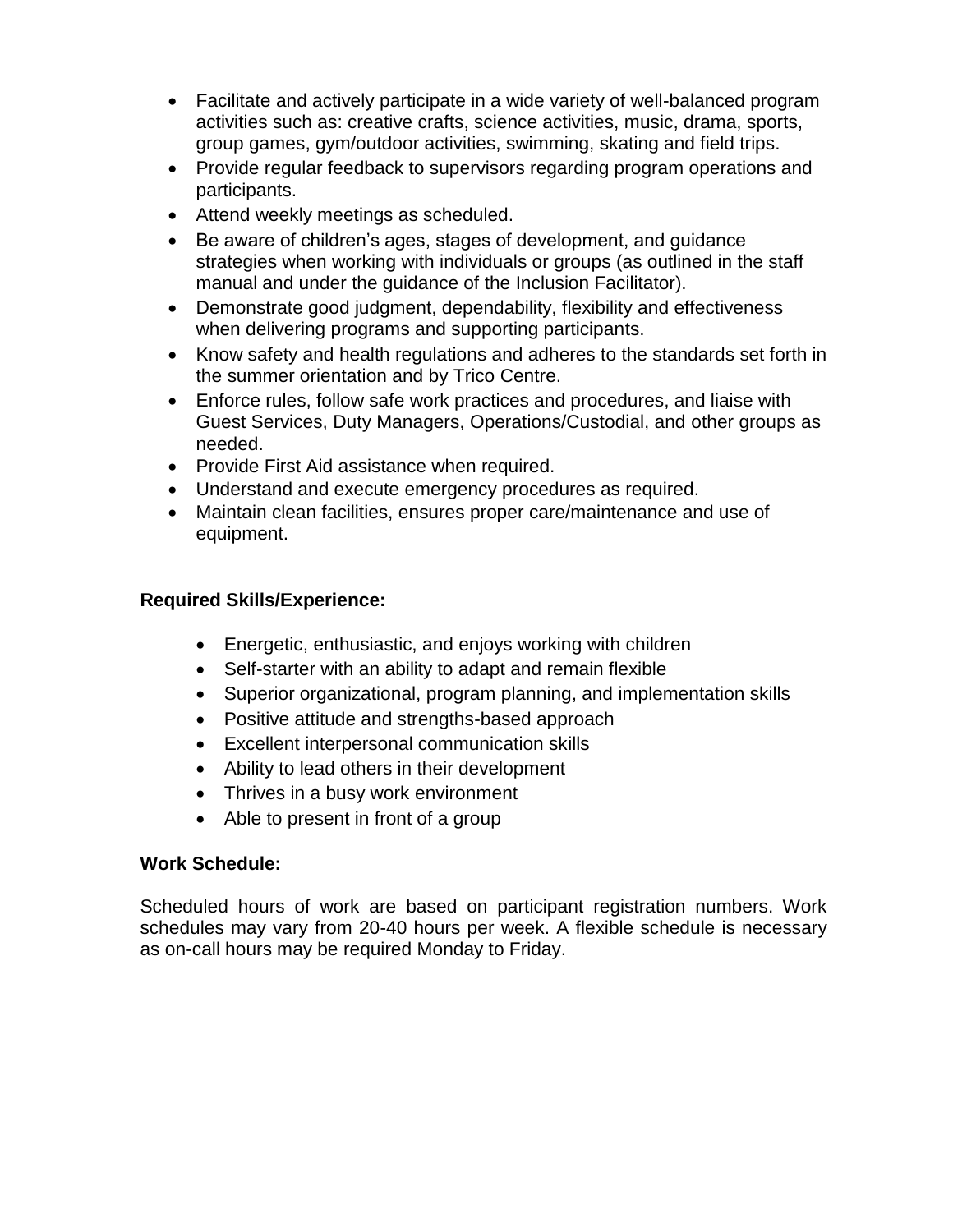- Facilitate and actively participate in a wide variety of well-balanced program activities such as: creative crafts, science activities, music, drama, sports, group games, gym/outdoor activities, swimming, skating and field trips.
- Provide regular feedback to supervisors regarding program operations and participants.
- Attend weekly meetings as scheduled.
- Be aware of children's ages, stages of development, and guidance strategies when working with individuals or groups (as outlined in the staff manual and under the guidance of the Inclusion Facilitator).
- Demonstrate good judgment, dependability, flexibility and effectiveness when delivering programs and supporting participants.
- Know safety and health regulations and adheres to the standards set forth in the summer orientation and by Trico Centre.
- Enforce rules, follow safe work practices and procedures, and liaise with Guest Services, Duty Managers, Operations/Custodial, and other groups as needed.
- Provide First Aid assistance when required.
- Understand and execute emergency procedures as required.
- Maintain clean facilities, ensures proper care/maintenance and use of equipment.

**Required Skills/Experience:**

- Energetic, enthusiastic, and enjoys working with children
- Self-starter with an ability to adapt and remain flexible
- Superior organizational, program planning, and implementation skills
- Positive attitude and strengths-based approach
- Excellent interpersonal communication skills
- Ability to lead others in their development
- Thrives in a busy work environment
- Able to present in front of a group

**Work Schedule:**

Scheduled hours of work are based on participant registration numbers. Work schedules may vary from 20-40 hours per week. A flexible schedule is necessary as on-call hours may be required Monday to Friday.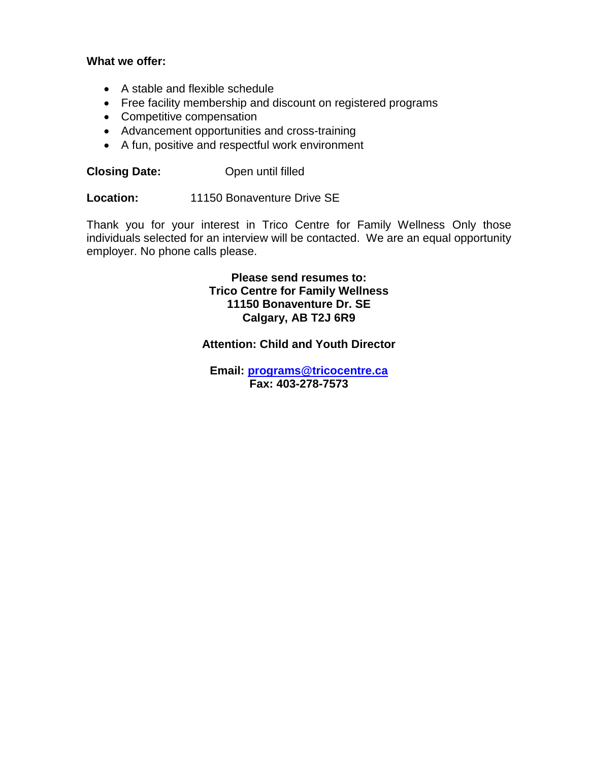**What we offer:**

- A stable and flexible schedule
- Free facility membership and discount on registered programs
- Competitive compensation
- Advancement opportunities and cross-training
- A fun, positive and respectful work environment

**Closing Date:** Open until filled

**Location:** 11150 Bonaventure Drive SE

Thank you for your interest in Trico Centre for Family Wellness Only those individuals selected for an interview will be contacted. We are an equal opportunity employer. No phone calls please.

**Please send resumes to:**
**Trico Centre for Family Wellness**
**11150 Bonaventure Dr. SE**
**Calgary, AB T2J 6R9**

**Attention: Child and Youth Director**

**Email: programs@tricocentre.ca**
**Fax: 403-278-7573**